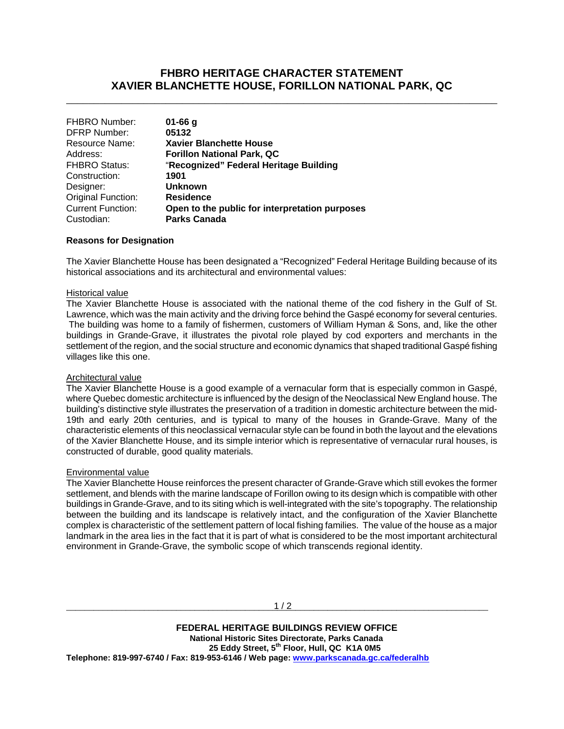# FHBRO HERITAGE CHARACTER STATEMENT
# XAVIER BLANCHETTE HOUSE, FORILLON NATIONAL PARK, QC

| | |
|---|---|
| FHBRO Number: | **01-66 g** |
| DFRP Number: | **05132** |
| Resource Name: | **Xavier Blanchette House** |
| Address: | **Forillon National Park, QC** |
| FHBRO Status: | “**Recognized” Federal Heritage Building** |
| Construction: | **1901** |
| Designer: | **Unknown** |
| Original Function: | **Residence** |
| Current Function: | **Open to the public for interpretation purposes** |
| Custodian: | **Parks Canada** |

**Reasons for Designation**

The Xavier Blanchette House has been designated a “Recognized” Federal Heritage Building because of its historical associations and its architectural and environmental values:

Historical value

The Xavier Blanchette House is associated with the national theme of the cod fishery in the Gulf of St. Lawrence, which was the main activity and the driving force behind the Gaspé economy for several centuries. The building was home to a family of fishermen, customers of William Hyman & Sons, and, like the other buildings in Grande-Grave, it illustrates the pivotal role played by cod exporters and merchants in the settlement of the region, and the social structure and economic dynamics that shaped traditional Gaspé fishing villages like this one.

Architectural value

The Xavier Blanchette House is a good example of a vernacular form that is especially common in Gaspé, where Quebec domestic architecture is influenced by the design of the Neoclassical New England house. The building's distinctive style illustrates the preservation of a tradition in domestic architecture between the mid-19th and early 20th centuries, and is typical to many of the houses in Grande-Grave. Many of the characteristic elements of this neoclassical vernacular style can be found in both the layout and the elevations of the Xavier Blanchette House, and its simple interior which is representative of vernacular rural houses, is constructed of durable, good quality materials.

Environmental value

The Xavier Blanchette House reinforces the present character of Grande-Grave which still evokes the former settlement, and blends with the marine landscape of Forillon owing to its design which is compatible with other buildings in Grande-Grave, and to its siting which is well-integrated with the site's topography. The relationship between the building and its landscape is relatively intact, and the configuration of the Xavier Blanchette complex is characteristic of the settlement pattern of local fishing families. The value of the house as a major landmark in the area lies in the fact that it is part of what is considered to be the most important architectural environment in Grande-Grave, the symbolic scope of which transcends regional identity.

**FEDERAL HERITAGE BUILDINGS REVIEW OFFICE**
**National Historic Sites Directorate, Parks Canada**
**25 Eddy Street, 5th Floor, Hull, QC K1A 0M5**
**Telephone: 819-997-6740 / Fax: 819-953-6146 / Web page: www.parkscanada.gc.ca/federalhb**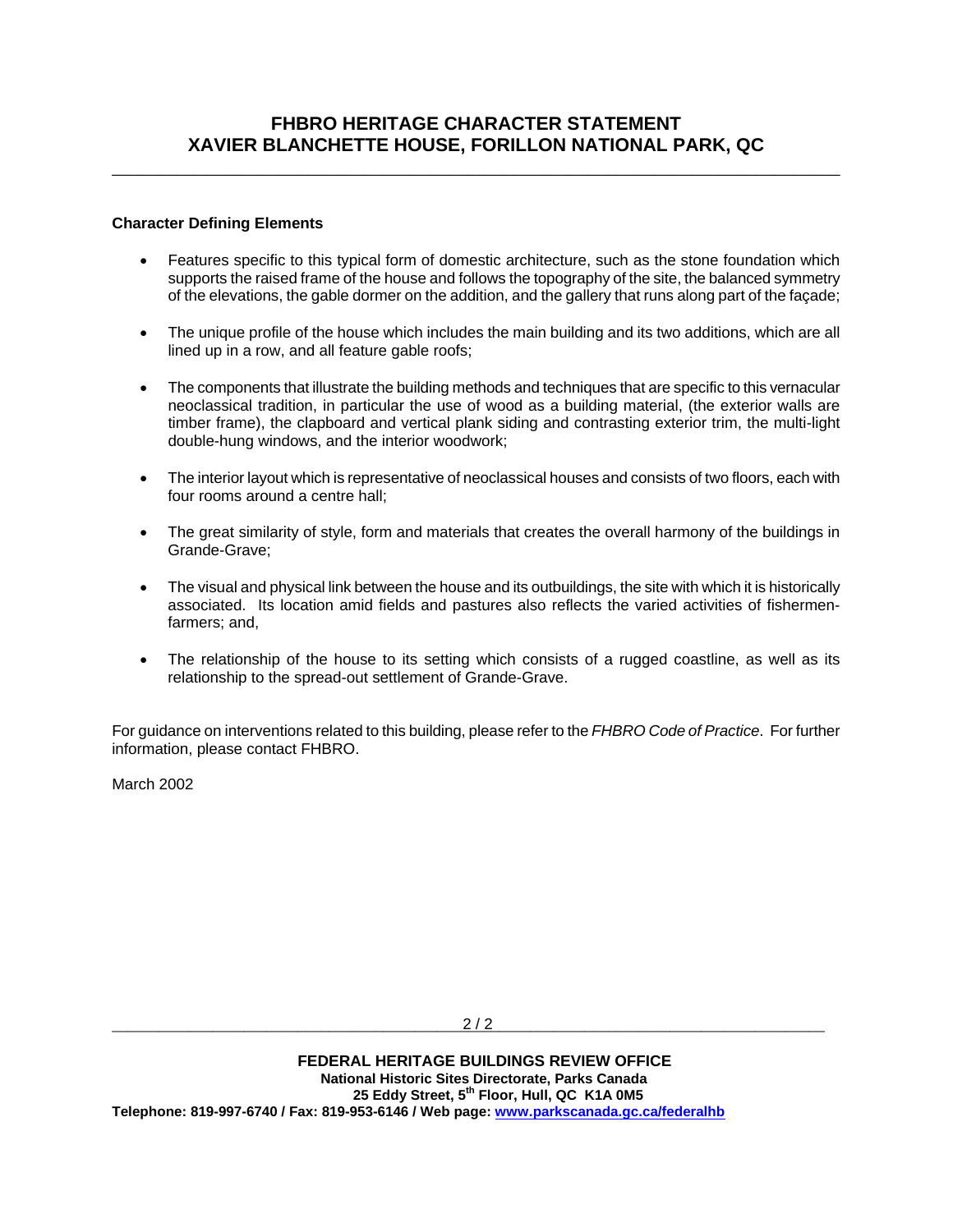### Character Defining Elements

- Features specific to this typical form of domestic architecture, such as the stone foundation which supports the raised frame of the house and follows the topography of the site, the balanced symmetry of the elevations, the gable dormer on the addition, and the gallery that runs along part of the façade;

- The unique profile of the house which includes the main building and its two additions, which are all lined up in a row, and all feature gable roofs;

- The components that illustrate the building methods and techniques that are specific to this vernacular neoclassical tradition, in particular the use of wood as a building material, (the exterior walls are timber frame), the clapboard and vertical plank siding and contrasting exterior trim, the multi-light double-hung windows, and the interior woodwork;

- The interior layout which is representative of neoclassical houses and consists of two floors, each with four rooms around a centre hall;

- The great similarity of style, form and materials that creates the overall harmony of the buildings in Grande-Grave;

- The visual and physical link between the house and its outbuildings, the site with which it is historically associated. Its location amid fields and pastures also reflects the varied activities of fishermen-farmers; and,

- The relationship of the house to its setting which consists of a rugged coastline, as well as its relationship to the spread-out settlement of Grande-Grave.

For guidance on interventions related to this building, please refer to the *FHBRO Code of Practice*. For further information, please contact FHBRO.

March 2002